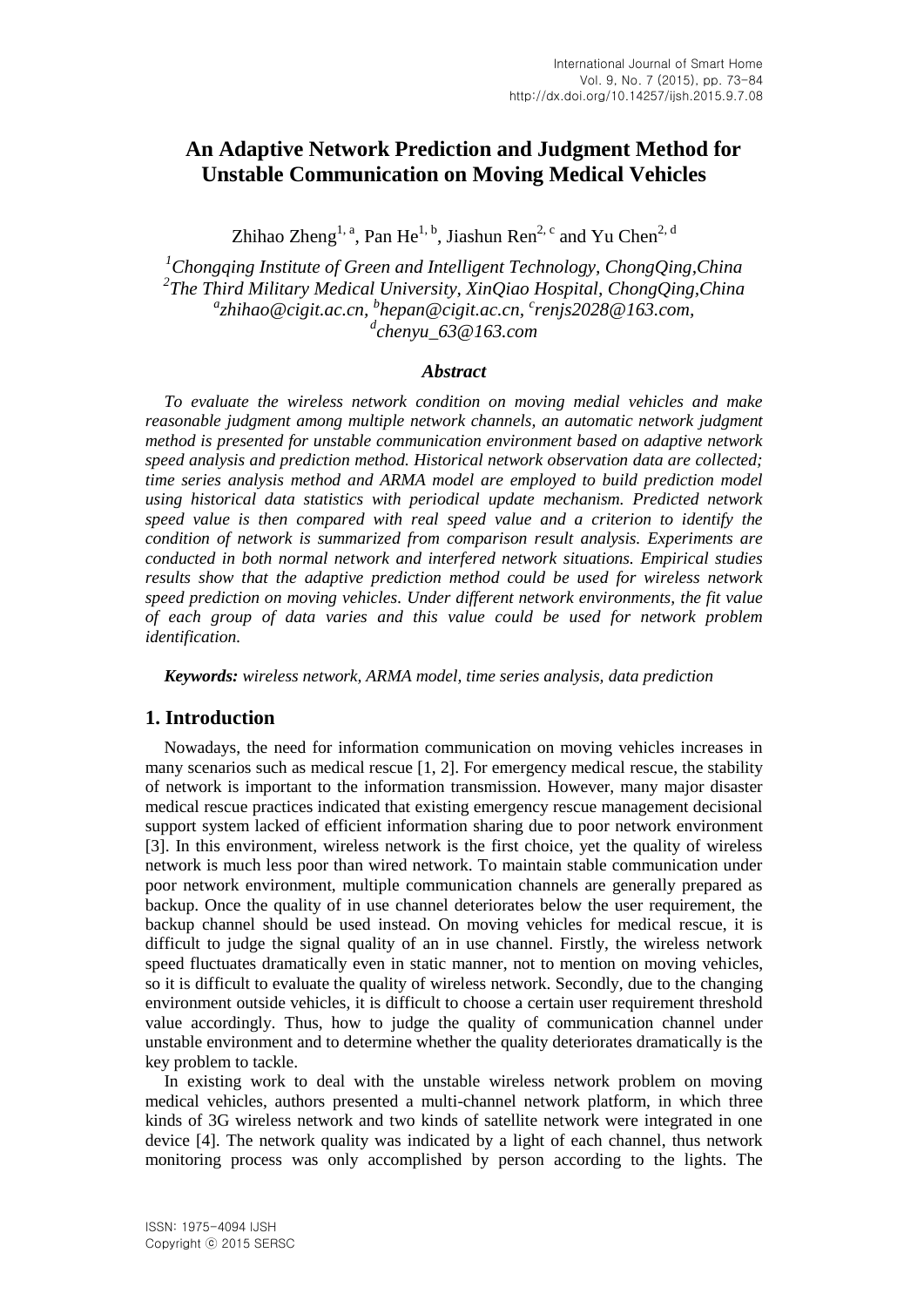# An Adaptive Network Prediction and Judgment Method for Unstable Communication on Moving Medical Vehicles

Zhihao Zheng[1, a], Pan He[1, b], Jiashun Ren[2, c] and Yu Chen[2, d]

*[1]Chongqing Institute of Green and Intelligent Technology, ChongQing,China*
*[2]The Third Military Medical University, XinQiao Hospital, ChongQing,China*
*[a]zhihao@cigit.ac.cn, [b]hepan@cigit.ac.cn, [c]renjs2028@163.com,*
*[d]chenyu_63@163.com*

### *Abstract*

*To evaluate the wireless network condition on moving medial vehicles and make reasonable judgment among multiple network channels, an automatic network judgment method is presented for unstable communication environment based on adaptive network speed analysis and prediction method. Historical network observation data are collected; time series analysis method and ARMA model are employed to build prediction model using historical data statistics with periodical update mechanism. Predicted network speed value is then compared with real speed value and a criterion to identify the condition of network is summarized from comparison result analysis. Experiments are conducted in both normal network and interfered network situations. Empirical studies results show that the adaptive prediction method could be used for wireless network speed prediction on moving vehicles. Under different network environments, the fit value of each group of data varies and this value could be used for network problem identification.*

***Keywords:*** *wireless network, ARMA model, time series analysis, data prediction*

## 1. Introduction

Nowadays, the need for information communication on moving vehicles increases in many scenarios such as medical rescue [1, 2]. For emergency medical rescue, the stability of network is important to the information transmission. However, many major disaster medical rescue practices indicated that existing emergency rescue management decisional support system lacked of efficient information sharing due to poor network environment [3]. In this environment, wireless network is the first choice, yet the quality of wireless network is much less poor than wired network. To maintain stable communication under poor network environment, multiple communication channels are generally prepared as backup. Once the quality of in use channel deteriorates below the user requirement, the backup channel should be used instead. On moving vehicles for medical rescue, it is difficult to judge the signal quality of an in use channel. Firstly, the wireless network speed fluctuates dramatically even in static manner, not to mention on moving vehicles, so it is difficult to evaluate the quality of wireless network. Secondly, due to the changing environment outside vehicles, it is difficult to choose a certain user requirement threshold value accordingly. Thus, how to judge the quality of communication channel under unstable environment and to determine whether the quality deteriorates dramatically is the key problem to tackle.

In existing work to deal with the unstable wireless network problem on moving medical vehicles, authors presented a multi-channel network platform, in which three kinds of 3G wireless network and two kinds of satellite network were integrated in one device [4]. The network quality was indicated by a light of each channel, thus network monitoring process was only accomplished by person according to the lights. The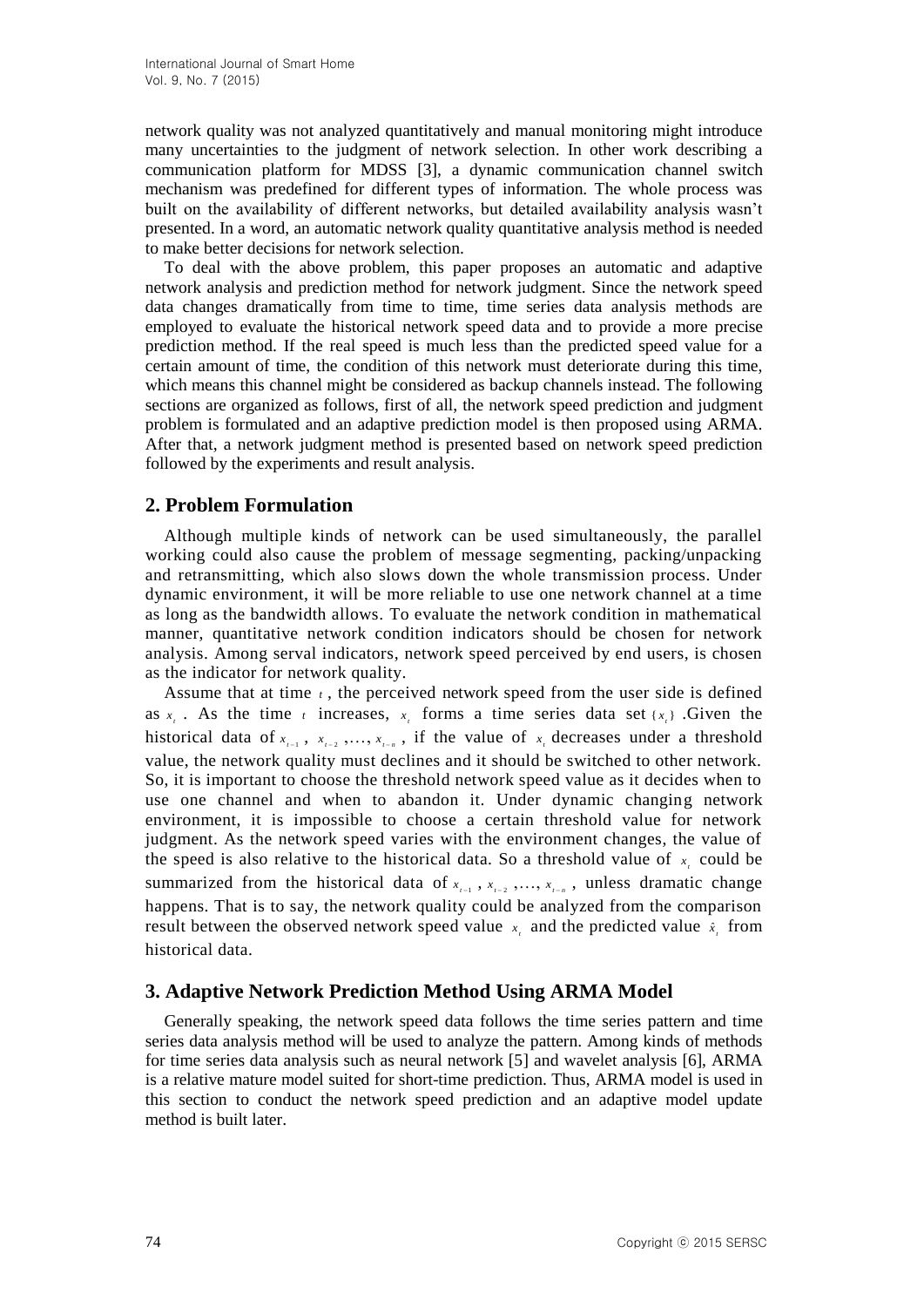network quality was not analyzed quantitatively and manual monitoring might introduce many uncertainties to the judgment of network selection. In other work describing a communication platform for MDSS [3], a dynamic communication channel switch mechanism was predefined for different types of information. The whole process was built on the availability of different networks, but detailed availability analysis wasn't presented. In a word, an automatic network quality quantitative analysis method is needed to make better decisions for network selection.

To deal with the above problem, this paper proposes an automatic and adaptive network analysis and prediction method for network judgment. Since the network speed data changes dramatically from time to time, time series data analysis methods are employed to evaluate the historical network speed data and to provide a more precise prediction method. If the real speed is much less than the predicted speed value for a certain amount of time, the condition of this network must deteriorate during this time, which means this channel might be considered as backup channels instead. The following sections are organized as follows, first of all, the network speed prediction and judgment problem is formulated and an adaptive prediction model is then proposed using ARMA. After that, a network judgment method is presented based on network speed prediction followed by the experiments and result analysis.

## 2. Problem Formulation

Although multiple kinds of network can be used simultaneously, the parallel working could also cause the problem of message segmenting, packing/unpacking and retransmitting, which also slows down the whole transmission process. Under dynamic environment, it will be more reliable to use one network channel at a time as long as the bandwidth allows. To evaluate the network condition in mathematical manner, quantitative network condition indicators should be chosen for network analysis. Among serval indicators, network speed perceived by end users, is chosen as the indicator for network quality.

Assume that at time $t$, the perceived network speed from the user side is defined as $x_t$. As the time $t$ increases, $x_t$ forms a time series data set $\{x_t\}$. Given the historical data of $x_{t-1}$, $x_{t-2}$, ..., $x_{t-n}$, if the value of $x_t$ decreases under a threshold value, the network quality must declines and it should be switched to other network. So, it is important to choose the threshold network speed value as it decides when to use one channel and when to abandon it. Under dynamic changing network environment, it is impossible to choose a certain threshold value for network judgment. As the network speed varies with the environment changes, the value of the speed is also relative to the historical data. So a threshold value of $x_t$ could be summarized from the historical data of $x_{t-1}$, $x_{t-2}$, ..., $x_{t-n}$, unless dramatic change happens. That is to say, the network quality could be analyzed from the comparison result between the observed network speed value $x_t$ and the predicted value $\hat{x}_t$ from historical data.

## 3. Adaptive Network Prediction Method Using ARMA Model

Generally speaking, the network speed data follows the time series pattern and time series data analysis method will be used to analyze the pattern. Among kinds of methods for time series data analysis such as neural network [5] and wavelet analysis [6], ARMA is a relative mature model suited for short-time prediction. Thus, ARMA model is used in this section to conduct the network speed prediction and an adaptive model update method is built later.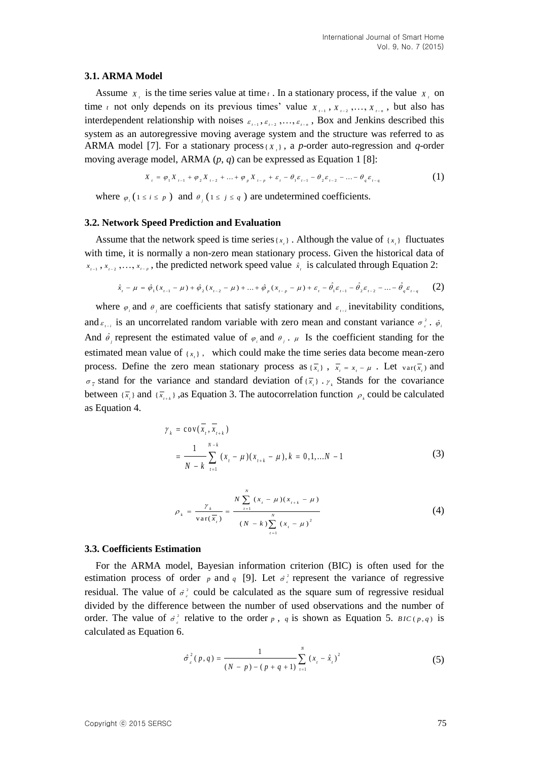### 3.1. ARMA Model

Assume $X_t$ is the time series value at time $t$. In a stationary process, if the value $X_t$ on time $t$ not only depends on its previous times' value $X_{t-1}, X_{t-2}, \ldots, X_{t-n}$, but also has interdependent relationship with noises $\varepsilon_{t-1}, \varepsilon_{t-2}, \ldots, \varepsilon_{t-n}$, Box and Jenkins described this system as an autoregressive moving average system and the structure was referred to as ARMA model [7]. For a stationary process $\{X_t\}$, a *p*-order auto-regression and *q*-order moving average model, ARMA (*p*, *q*) can be expressed as Equation 1 [8]:

$$X_t = \varphi_1 X_{t-1} + \varphi_2 X_{t-2} + \ldots + \varphi_p X_{t-p} + \varepsilon_t - \theta_1 \varepsilon_{t-1} - \theta_2 \varepsilon_{t-2} - \ldots - \theta_q \varepsilon_{t-q} \tag{1}$$

where $\varphi_i$ ($1 \le i \le p$) and $\theta_j$ ($1 \le j \le q$) are undetermined coefficients.

### 3.2. Network Speed Prediction and Evaluation

Assume that the network speed is time series $\{x_t\}$. Although the value of $\{x_t\}$ fluctuates with time, it is normally a non-zero mean stationary process. Given the historical data of $x_{t-1}, x_{t-2}, \ldots, x_{t-p}$, the predicted network speed value $\hat{x}_t$ is calculated through Equation 2:

$$\hat{x}_t - \mu = \hat{\varphi}_1(x_{t-1} - \mu) + \hat{\varphi}_2(x_{t-2} - \mu) + \ldots + \hat{\varphi}_p(x_{t-p} - \mu) + \varepsilon_t - \hat{\theta}_1 \varepsilon_{t-1} - \hat{\theta}_2 \varepsilon_{t-2} - \ldots - \hat{\theta}_q \varepsilon_{t-q} \tag{2}$$

where $\varphi_i$ and $\theta_j$ are coefficients that satisfy stationary and $\varepsilon_{t-i}$ inevitability conditions, and $\varepsilon_{t-i}$ is an uncorrelated random variable with zero mean and constant variance $\sigma_\varepsilon^2$. $\hat{\varphi}_i$ And $\hat{\theta}_j$ represent the estimated value of $\varphi_i$ and $\theta_j$. $\mu$ Is the coefficient standing for the estimated mean value of $\{x_t\}$, which could make the time series data become mean-zero process. Define the zero mean stationary process as $\{\overline{x}_t\}$, $\overline{x}_t = x_t - \mu$. Let $\text{var}(\overline{x}_t)$ and $\sigma_{\overline{x}}$ stand for the variance and standard deviation of $\{\overline{x}_t\}$. $\gamma_k$ Stands for the covariance between $\{\overline{x}_t\}$ and $\{\overline{x}_{t+k}\}$, as Equation 3. The autocorrelation function $\rho_k$ could be calculated as Equation 4.

$$\begin{aligned} \gamma_k &= \text{cov}(\overline{x}_t, \overline{x}_{t+k}) \\ &= \frac{1}{N-k} \sum_{t=1}^{N-k} (x_t - \mu)(x_{t+k} - \mu), k = 0,1,\ldots N-1 \end{aligned} \tag{3}$$

$$\rho_k = \frac{\gamma_k}{\text{var}(\overline{x}_t)} = \frac{N \sum_{t=1}^{N} (x_t - \mu)(x_{t+k} - \mu)}{(N-k) \sum_{t=1}^{N} (x_t - \mu)^2} \tag{4}$$

### 3.3. Coefficients Estimation

For the ARMA model, Bayesian information criterion (BIC) is often used for the estimation process of order $p$ and $q$ [9]. Let $\hat{\sigma}_\varepsilon^2$ represent the variance of regressive residual. The value of $\hat{\sigma}_\varepsilon^2$ could be calculated as the square sum of regressive residual divided by the difference between the number of used observations and the number of order. The value of $\hat{\sigma}_\varepsilon^2$ relative to the order $p$, $q$ is shown as Equation 5. $BIC(p,q)$ is calculated as Equation 6.

$$\hat{\sigma}_\varepsilon^2(p,q) = \frac{1}{(N-p)-(p+q+1)} \sum_{t=1}^{N} (x_t - \hat{x}_t)^2 \tag{5}$$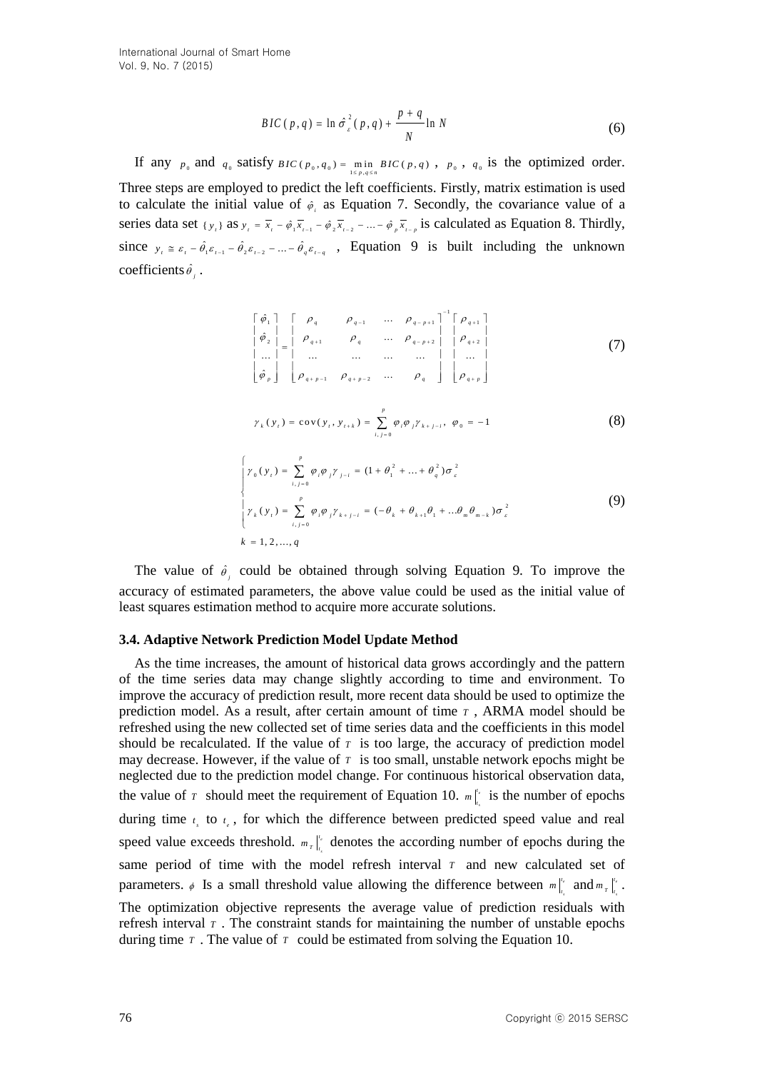$$BIC(p,q) = \ln \hat{\sigma}_{\varepsilon}^{2}(p,q) + \frac{p+q}{N} \ln N \tag{6}$$

If any $p_0$ and $q_0$ satisfy $BIC(p_0, q_0) = \min_{1 \le p,q \le n} BIC(p,q)$, $p_0$, $q_0$ is the optimized order. Three steps are employed to predict the left coefficients. Firstly, matrix estimation is used to calculate the initial value of $\hat{\varphi}_i$ as Equation 7. Secondly, the covariance value of a series data set $\{y_t\}$ as $y_t = \overline{x}_t - \hat{\varphi}_1 \overline{x}_{t-1} - \hat{\varphi}_2 \overline{x}_{t-2} - \ldots - \hat{\varphi}_p \overline{x}_{t-p}$ is calculated as Equation 8. Thirdly, since $y_t \cong \varepsilon_t - \hat{\theta}_1 \varepsilon_{t-1} - \hat{\theta}_2 \varepsilon_{t-2} - \ldots - \hat{\theta}_q \varepsilon_{t-q}$, Equation 9 is built including the unknown coefficients $\hat{\theta}_j$.

$$\begin{bmatrix} \hat{\varphi}_1 \\ \hat{\varphi}_2 \\ \ldots \\ \hat{\varphi}_p \end{bmatrix} = \begin{bmatrix} \rho_q & \rho_{q-1} & \cdots & \rho_{q-p+1} \\ \rho_{q+1} & \rho_q & \cdots & \rho_{q-p+2} \\ \ldots & \ldots & \ldots & \ldots \\ \rho_{q+p-1} & \rho_{q+p-2} & \cdots & \rho_q \end{bmatrix}^{-1} \begin{bmatrix} \rho_{q+1} \\ \rho_{q+2} \\ \ldots \\ \rho_{q+p} \end{bmatrix} \tag{7}$$

$$\gamma_k(y_t) = \operatorname{cov}(y_t, y_{t+k}) = \sum_{i,j=0}^{p} \varphi_i \varphi_j \gamma_{k+j-i}, \quad \varphi_0 = -1 \tag{8}$$

$$\begin{cases} \gamma_0(y_t) = \sum_{i,j=0}^{p} \varphi_i \varphi_j \gamma_{j-i} = (1 + \theta_1^2 + \ldots + \theta_q^2)\sigma_\varepsilon^2 \\ \gamma_k(y_t) = \sum_{i,j=0}^{p} \varphi_i \varphi_j \gamma_{k+j-i} = (-\theta_k + \theta_{k+1}\theta_1 + \ldots \theta_m \theta_{m-k})\sigma_\varepsilon^2 \\ k = 1, 2, \ldots, q \end{cases} \tag{9}$$

The value of $\hat{\theta}_j$ could be obtained through solving Equation 9. To improve the accuracy of estimated parameters, the above value could be used as the initial value of least squares estimation method to acquire more accurate solutions.

### 3.4. Adaptive Network Prediction Model Update Method

As the time increases, the amount of historical data grows accordingly and the pattern of the time series data may change slightly according to time and environment. To improve the accuracy of prediction result, more recent data should be used to optimize the prediction model. As a result, after certain amount of time $T$, ARMA model should be refreshed using the new collected set of time series data and the coefficients in this model should be recalculated. If the value of $T$ is too large, the accuracy of prediction model may decrease. However, if the value of $T$ is too small, unstable network epochs might be neglected due to the prediction model change. For continuous historical observation data, the value of $T$ should meet the requirement of Equation 10. $m\big|_{t_s}^{t_e}$ is the number of epochs during time $t_s$ to $t_e$, for which the difference between predicted speed value and real speed value exceeds threshold. $m_T\big|_{t_s}^{t_e}$ denotes the according number of epochs during the same period of time with the model refresh interval $T$ and new calculated set of parameters. $\phi$ Is a small threshold value allowing the difference between $m\big|_{t_s}^{t_e}$ and $m_T\big|_{t_s}^{t_e}$. The optimization objective represents the average value of prediction residuals with refresh interval $T$. The constraint stands for maintaining the number of unstable epochs during time $T$. The value of $T$ could be estimated from solving the Equation 10.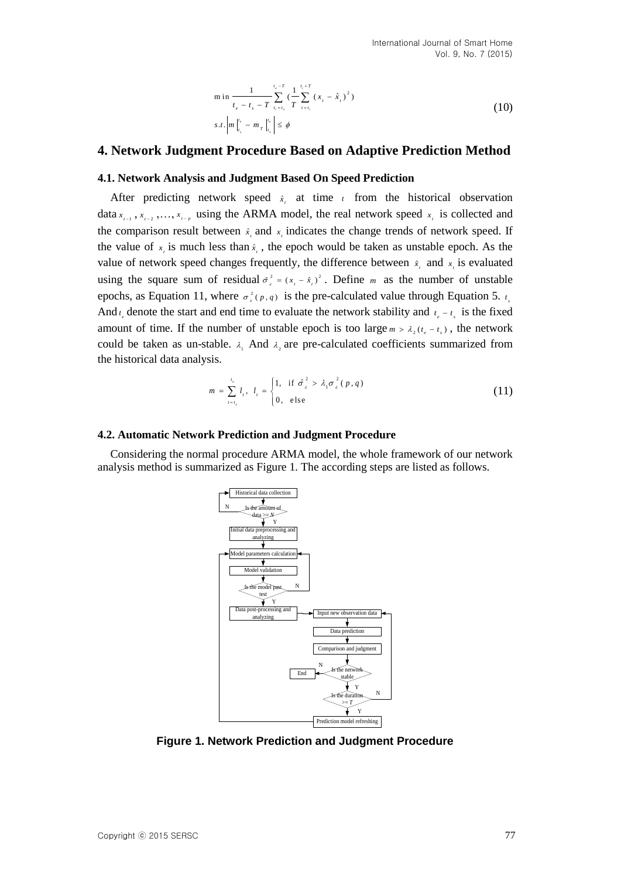$$\begin{aligned} &\min \frac{1}{t_e - t_s - T} \sum_{t_i = t_s}^{t_e - T} \left( \frac{1}{T} \sum_{t = t_i}^{t_i + T} (x_t - \hat{x}_t)^2 \right) \\ &s.t. \left| m \Big|_{t_s}^{t_e} - m_T \Big|_{t_s}^{t_e} \right| \le \phi \end{aligned} \tag{10}$$

## 4. Network Judgment Procedure Based on Adaptive Prediction Method

### 4.1. Network Analysis and Judgment Based On Speed Prediction

After predicting network speed $\hat{x}_t$ at time $t$ from the historical observation data $x_{t-1}, x_{t-2}, \ldots, x_{t-p}$ using the ARMA model, the real network speed $x_t$ is collected and the comparison result between $\hat{x}_t$ and $x_t$ indicates the change trends of network speed. If the value of $x_t$ is much less than $\hat{x}_t$, the epoch would be taken as unstable epoch. As the value of network speed changes frequently, the difference between $\hat{x}_t$ and $x_t$ is evaluated using the square sum of residual $\hat{\sigma}_\varepsilon^2 = (x_t - \hat{x}_t)^2$. Define $m$ as the number of unstable epochs, as Equation 11, where $\sigma_\varepsilon^2(p,q)$ is the pre-calculated value through Equation 5. $t_s$ And $t_e$ denote the start and end time to evaluate the network stability and $t_e - t_s$ is the fixed amount of time. If the number of unstable epoch is too large $m > \lambda_2(t_e - t_s)$, the network could be taken as un-stable. $\lambda_1$ And $\lambda_2$ are pre-calculated coefficients summarized from the historical data analysis.

$$m = \sum_{t=t_s}^{t_e} l_t, \quad l_t = \begin{cases} 1, & \text{if } \hat{\sigma}_\varepsilon^2 > \lambda_1 \sigma_\varepsilon^2(p,q) \\ 0, & \text{else} \end{cases} \tag{11}$$

### 4.2. Automatic Network Prediction and Judgment Procedure

Considering the normal procedure ARMA model, the whole framework of our network analysis method is summarized as Figure 1. The according steps are listed as follows.

**Figure 1. Network Prediction and Judgment Procedure**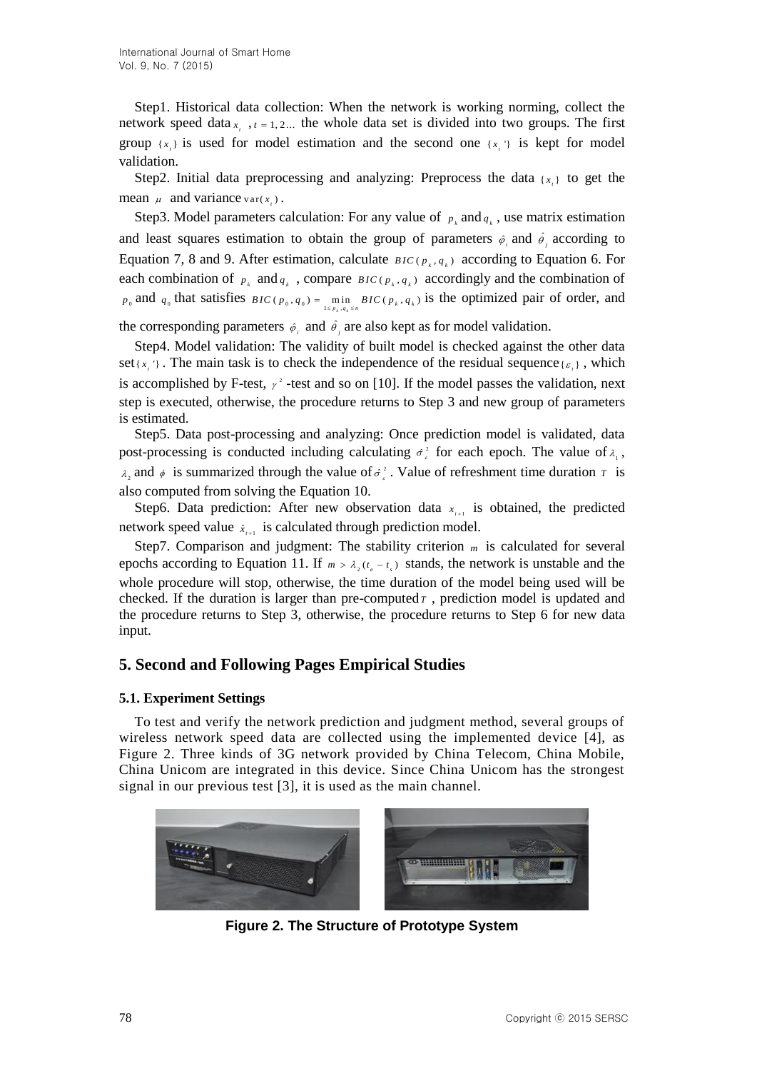Step1. Historical data collection: When the network is working norming, collect the network speed data $x_t$ , $t = 1, 2...$ the whole data set is divided into two groups. The first group $\{x_t\}$ is used for model estimation and the second one $\{x_t'\}$ is kept for model validation.

Step2. Initial data preprocessing and analyzing: Preprocess the data $\{x_t\}$ to get the mean $\mu$ and variance $\mathrm{var}(x_t)$.

Step3. Model parameters calculation: For any value of $p_k$ and $q_k$ , use matrix estimation and least squares estimation to obtain the group of parameters $\hat{\varphi}_i$ and $\hat{\theta}_j$ according to Equation 7, 8 and 9. After estimation, calculate $BIC(p_k, q_k)$ according to Equation 6. For each combination of $p_k$ and $q_k$ , compare $BIC(p_k, q_k)$ accordingly and the combination of $p_0$ and $q_0$ that satisfies $BIC(p_0, q_0) = \min_{1 \le p_k, q_k \le n} BIC(p_k, q_k)$ is the optimized pair of order, and the corresponding parameters $\hat{\varphi}_i$ and $\hat{\theta}_j$ are also kept as for model validation.

Step4. Model validation: The validity of built model is checked against the other data set $\{x_t'\}$. The main task is to check the independence of the residual sequence $\{\varepsilon_t\}$, which is accomplished by F-test, $\chi^2$ -test and so on [10]. If the model passes the validation, next step is executed, otherwise, the procedure returns to Step 3 and new group of parameters is estimated.

Step5. Data post-processing and analyzing: Once prediction model is validated, data post-processing is conducted including calculating $\hat{\sigma}_\varepsilon^2$ for each epoch. The value of $\lambda_1$, $\lambda_2$ and $\phi$ is summarized through the value of $\hat{\sigma}_\varepsilon^2$. Value of refreshment time duration $T$ is also computed from solving the Equation 10.

Step6. Data prediction: After new observation data $x_{t+1}$ is obtained, the predicted network speed value $\hat{x}_{t+1}$ is calculated through prediction model.

Step7. Comparison and judgment: The stability criterion $m$ is calculated for several epochs according to Equation 11. If $m > \lambda_2(t_e - t_s)$ stands, the network is unstable and the whole procedure will stop, otherwise, the time duration of the model being used will be checked. If the duration is larger than pre-computed $T$ , prediction model is updated and the procedure returns to Step 3, otherwise, the procedure returns to Step 6 for new data input.

## 5. Second and Following Pages Empirical Studies

### 5.1. Experiment Settings

To test and verify the network prediction and judgment method, several groups of wireless network speed data are collected using the implemented device [4], as Figure 2. Three kinds of 3G network provided by China Telecom, China Mobile, China Unicom are integrated in this device. Since China Unicom has the strongest signal in our previous test [3], it is used as the main channel.

**Figure 2. The Structure of Prototype System**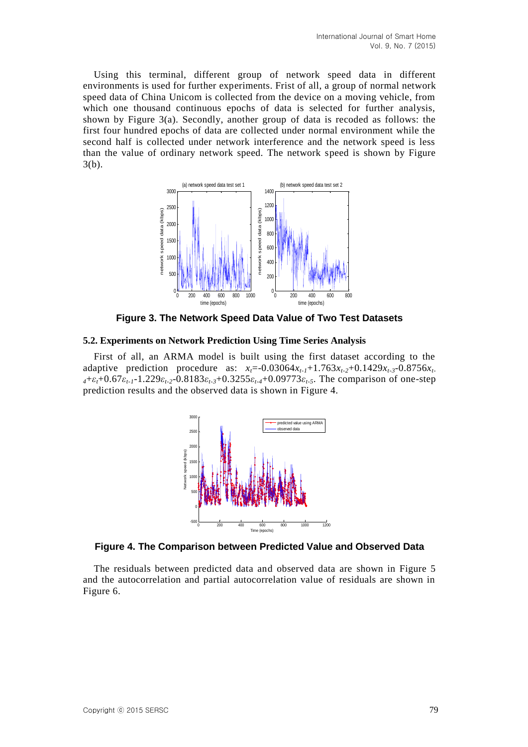Using this terminal, different group of network speed data in different environments is used for further experiments. Frist of all, a group of normal network speed data of China Unicom is collected from the device on a moving vehicle, from which one thousand continuous epochs of data is selected for further analysis, shown by Figure 3(a). Secondly, another group of data is recoded as follows: the first four hundred epochs of data are collected under normal environment while the second half is collected under network interference and the network speed is less than the value of ordinary network speed. The network speed is shown by Figure 3(b).

**Figure 3. The Network Speed Data Value of Two Test Datasets**

### 5.2. Experiments on Network Prediction Using Time Series Analysis

First of all, an ARMA model is built using the first dataset according to the adaptive prediction procedure as: $x_t$=-0.03064$x_{t-1}$+1.763$x_{t-2}$+0.1429$x_{t-3}$-0.8756$x_{t-4}$+$\varepsilon_t$+0.67$\varepsilon_{t-1}$-1.229$\varepsilon_{t-2}$-0.8183$\varepsilon_{t-3}$+0.3255$\varepsilon_{t-4}$+0.09773$\varepsilon_{t-5}$. The comparison of one-step prediction results and the observed data is shown in Figure 4.

**Figure 4. The Comparison between Predicted Value and Observed Data**

The residuals between predicted data and observed data are shown in Figure 5 and the autocorrelation and partial autocorrelation value of residuals are shown in Figure 6.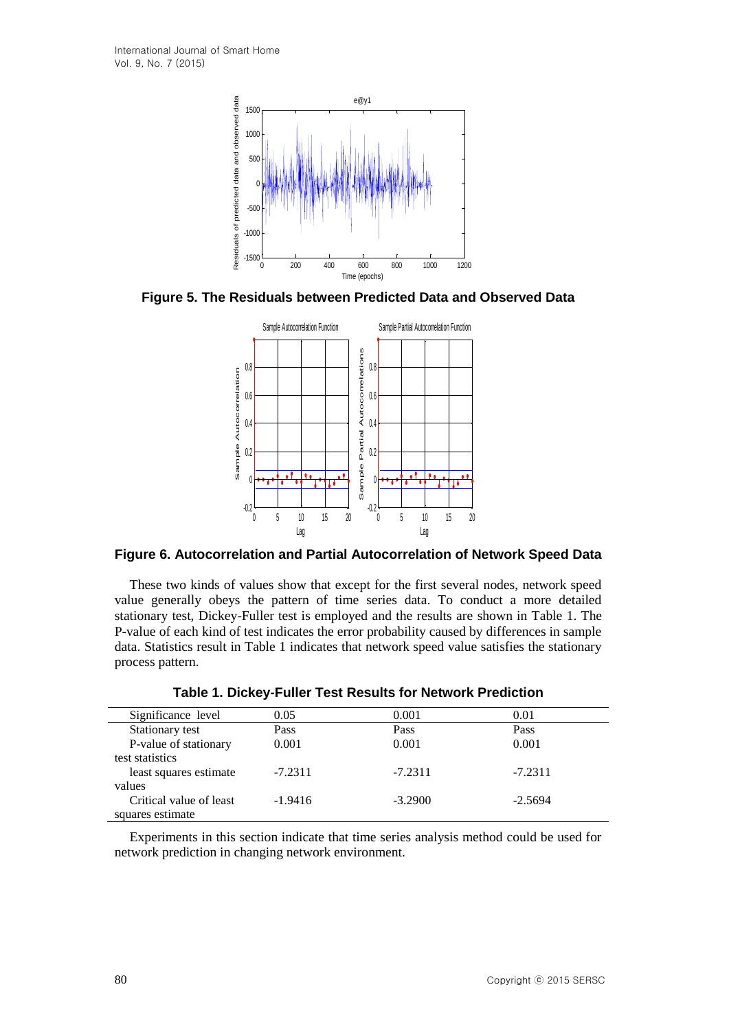Figure 5. The Residuals between Predicted Data and Observed Data

Figure 6. Autocorrelation and Partial Autocorrelation of Network Speed Data

These two kinds of values show that except for the first several nodes, network speed value generally obeys the pattern of time series data. To conduct a more detailed stationary test, Dickey-Fuller test is employed and the results are shown in Table 1. The P-value of each kind of test indicates the error probability caused by differences in sample data. Statistics result in Table 1 indicates that network speed value satisfies the stationary process pattern.

**Table 1. Dickey-Fuller Test Results for Network Prediction**

| Significance level | 0.05 | 0.001 | 0.01 |
|---|---|---|---|
| Stationary test | Pass | Pass | Pass |
| P-value of stationary test statistics | 0.001 | 0.001 | 0.001 |
| least squares estimate values | -7.2311 | -7.2311 | -7.2311 |
| Critical value of least squares estimate | -1.9416 | -3.2900 | -2.5694 |

Experiments in this section indicate that time series analysis method could be used for network prediction in changing network environment.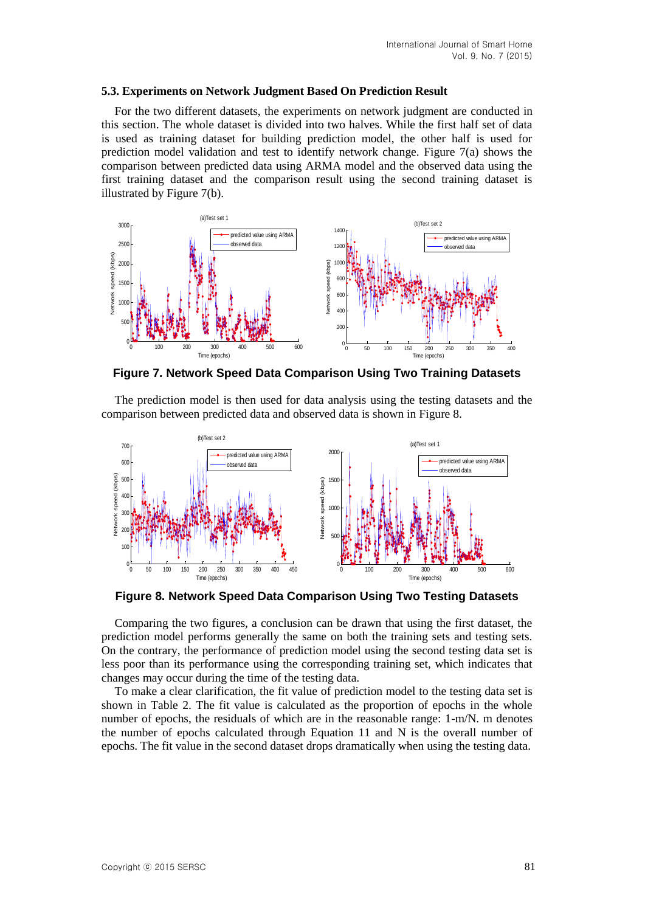### 5.3. Experiments on Network Judgment Based On Prediction Result

For the two different datasets, the experiments on network judgment are conducted in this section. The whole dataset is divided into two halves. While the first half set of data is used as training dataset for building prediction model, the other half is used for prediction model validation and test to identify network change. Figure 7(a) shows the comparison between predicted data using ARMA model and the observed data using the first training dataset and the comparison result using the second training dataset is illustrated by Figure 7(b).

**Figure 7. Network Speed Data Comparison Using Two Training Datasets**

The prediction model is then used for data analysis using the testing datasets and the comparison between predicted data and observed data is shown in Figure 8.

**Figure 8. Network Speed Data Comparison Using Two Testing Datasets**

Comparing the two figures, a conclusion can be drawn that using the first dataset, the prediction model performs generally the same on both the training sets and testing sets. On the contrary, the performance of prediction model using the second testing data set is less poor than its performance using the corresponding training set, which indicates that changes may occur during the time of the testing data.

To make a clear clarification, the fit value of prediction model to the testing data set is shown in Table 2. The fit value is calculated as the proportion of epochs in the whole number of epochs, the residuals of which are in the reasonable range: 1-m/N. m denotes the number of epochs calculated through Equation 11 and N is the overall number of epochs. The fit value in the second dataset drops dramatically when using the testing data.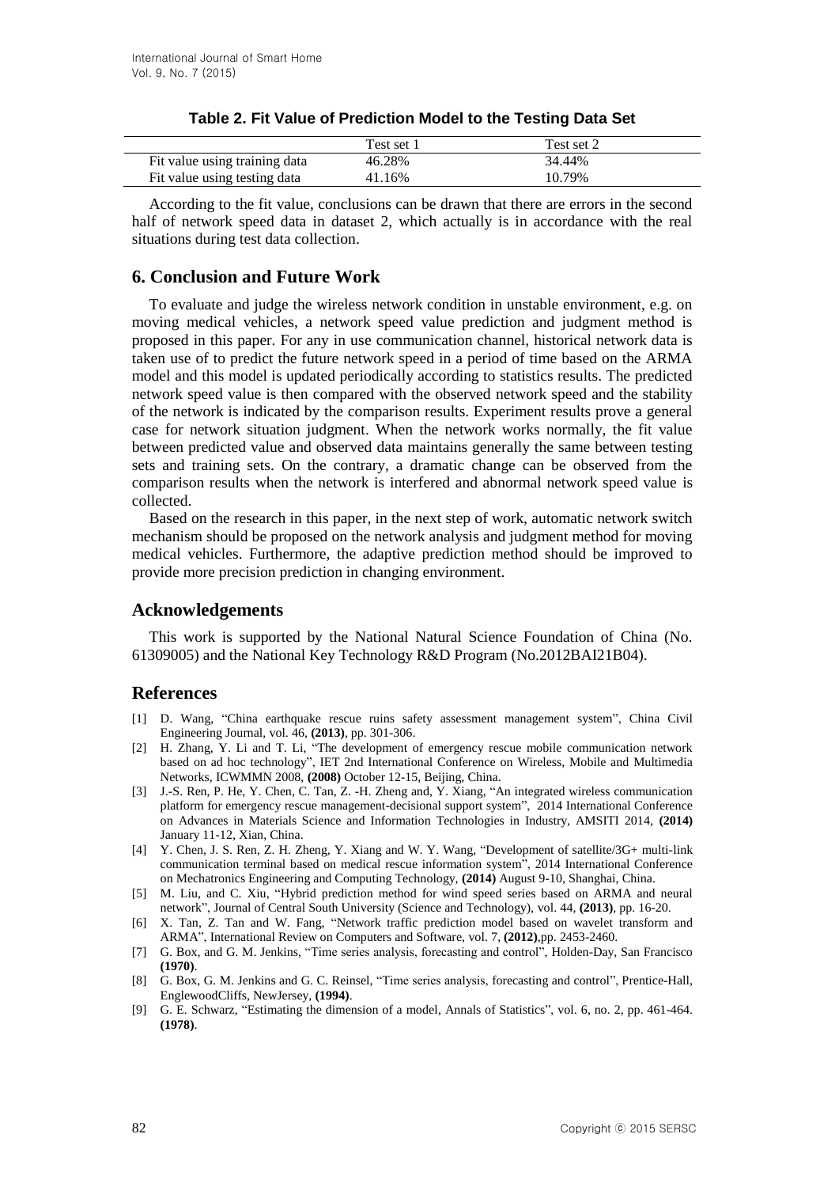**Table 2. Fit Value of Prediction Model to the Testing Data Set**

| | Test set 1 | Test set 2 |
|---|---|---|
| Fit value using training data | 46.28% | 34.44% |
| Fit value using testing data | 41.16% | 10.79% |

According to the fit value, conclusions can be drawn that there are errors in the second half of network speed data in dataset 2, which actually is in accordance with the real situations during test data collection.

## 6. Conclusion and Future Work

To evaluate and judge the wireless network condition in unstable environment, e.g. on moving medical vehicles, a network speed value prediction and judgment method is proposed in this paper. For any in use communication channel, historical network data is taken use of to predict the future network speed in a period of time based on the ARMA model and this model is updated periodically according to statistics results. The predicted network speed value is then compared with the observed network speed and the stability of the network is indicated by the comparison results. Experiment results prove a general case for network situation judgment. When the network works normally, the fit value between predicted value and observed data maintains generally the same between testing sets and training sets. On the contrary, a dramatic change can be observed from the comparison results when the network is interfered and abnormal network speed value is collected.

Based on the research in this paper, in the next step of work, automatic network switch mechanism should be proposed on the network analysis and judgment method for moving medical vehicles. Furthermore, the adaptive prediction method should be improved to provide more precision prediction in changing environment.

## Acknowledgements

This work is supported by the National Natural Science Foundation of China (No. 61309005) and the National Key Technology R&D Program (No.2012BAI21B04).

## References

[1] D. Wang, "China earthquake rescue ruins safety assessment management system", China Civil Engineering Journal, vol. 46, **(2013)**, pp. 301-306.

[2] H. Zhang, Y. Li and T. Li, "The development of emergency rescue mobile communication network based on ad hoc technology", IET 2nd International Conference on Wireless, Mobile and Multimedia Networks, ICWMMN 2008, **(2008)** October 12-15, Beijing, China.

[3] J.-S. Ren, P. He, Y. Chen, C. Tan, Z. -H. Zheng and, Y. Xiang, "An integrated wireless communication platform for emergency rescue management-decisional support system", 2014 International Conference on Advances in Materials Science and Information Technologies in Industry, AMSITI 2014, **(2014)** January 11-12, Xian, China.

[4] Y. Chen, J. S. Ren, Z. H. Zheng, Y. Xiang and W. Y. Wang, "Development of satellite/3G+ multi-link communication terminal based on medical rescue information system", 2014 International Conference on Mechatronics Engineering and Computing Technology, **(2014)** August 9-10, Shanghai, China.

[5] M. Liu, and C. Xiu, "Hybrid prediction method for wind speed series based on ARMA and neural network", Journal of Central South University (Science and Technology), vol. 44, **(2013)**, pp. 16-20.

[6] X. Tan, Z. Tan and W. Fang, "Network traffic prediction model based on wavelet transform and ARMA", International Review on Computers and Software, vol. 7, **(2012)**,pp. 2453-2460.

[7] G. Box, and G. M. Jenkins, "Time series analysis, forecasting and control", Holden-Day, San Francisco **(1970)**.

[8] G. Box, G. M. Jenkins and G. C. Reinsel, "Time series analysis, forecasting and control", Prentice-Hall, EnglewoodCliffs, NewJersey, **(1994)**.

[9] G. E. Schwarz, "Estimating the dimension of a model, Annals of Statistics", vol. 6, no. 2, pp. 461-464. **(1978)**.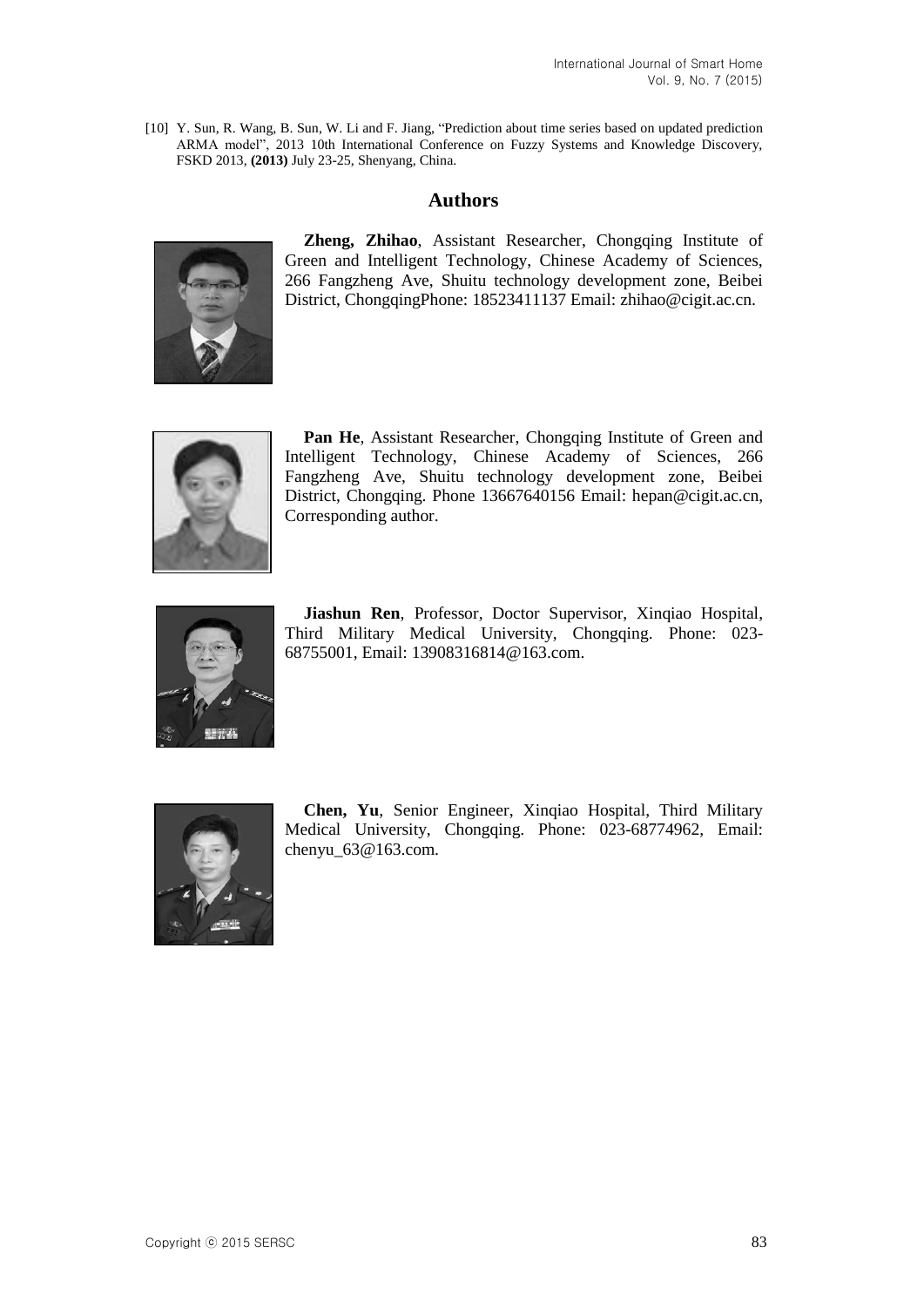[10] Y. Sun, R. Wang, B. Sun, W. Li and F. Jiang, "Prediction about time series based on updated prediction ARMA model", 2013 10th International Conference on Fuzzy Systems and Knowledge Discovery, FSKD 2013, **(2013)** July 23-25, Shenyang, China.

## Authors

**Zheng, Zhihao**, Assistant Researcher, Chongqing Institute of Green and Intelligent Technology, Chinese Academy of Sciences, 266 Fangzheng Ave, Shuitu technology development zone, Beibei District, ChongqingPhone: 18523411137 Email: zhihao@cigit.ac.cn.

**Pan He**, Assistant Researcher, Chongqing Institute of Green and Intelligent Technology, Chinese Academy of Sciences, 266 Fangzheng Ave, Shuitu technology development zone, Beibei District, Chongqing. Phone 13667640156 Email: hepan@cigit.ac.cn, Corresponding author.

**Jiashun Ren**, Professor, Doctor Supervisor, Xinqiao Hospital, Third Military Medical University, Chongqing. Phone: 023-68755001, Email: 13908316814@163.com.

**Chen, Yu**, Senior Engineer, Xinqiao Hospital, Third Military Medical University, Chongqing. Phone: 023-68774962, Email: chenyu_63@163.com.